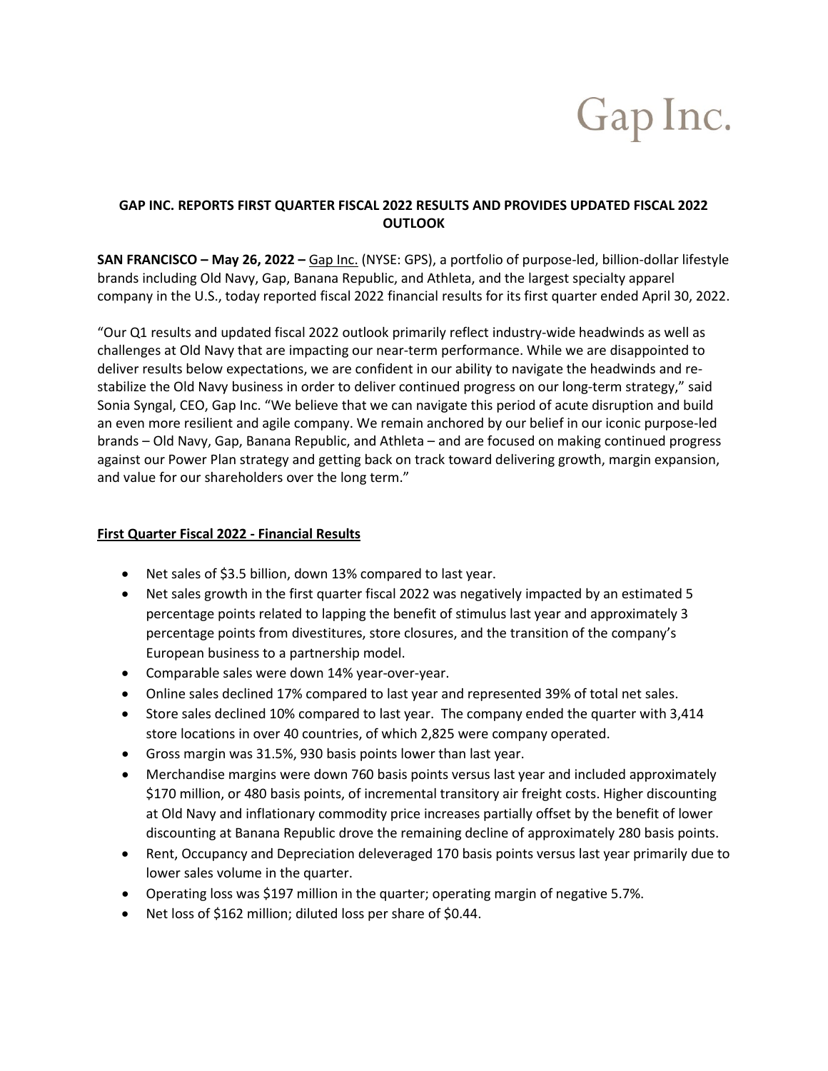Gap Inc.

# GAP INC. REPORTS FIRST QUARTER FISCAL 2022 RESULTS AND PROVIDES UPDATED FISCAL 2022 OUTLOOK

**SAN FRANCISCO – May 26, 2022 –** Gap Inc. (NYSE: GPS), a portfolio of purpose-led, billion-dollar lifestyle brands including Old Navy, Gap, Banana Republic, and Athleta, and the largest specialty apparel company in the U.S., today reported fiscal 2022 financial results for its first quarter ended April 30, 2022.

"Our Q1 results and updated fiscal 2022 outlook primarily reflect industry-wide headwinds as well as challenges at Old Navy that are impacting our near-term performance. While we are disappointed to deliver results below expectations, we are confident in our ability to navigate the headwinds and re-stabilize the Old Navy business in order to deliver continued progress on our long-term strategy," said Sonia Syngal, CEO, Gap Inc. "We believe that we can navigate this period of acute disruption and build an even more resilient and agile company. We remain anchored by our belief in our iconic purpose-led brands – Old Navy, Gap, Banana Republic, and Athleta – and are focused on making continued progress against our Power Plan strategy and getting back on track toward delivering growth, margin expansion, and value for our shareholders over the long term."

## First Quarter Fiscal 2022 - Financial Results

- Net sales of $3.5 billion, down 13% compared to last year.
- Net sales growth in the first quarter fiscal 2022 was negatively impacted by an estimated 5 percentage points related to lapping the benefit of stimulus last year and approximately 3 percentage points from divestitures, store closures, and the transition of the company's European business to a partnership model.
- Comparable sales were down 14% year-over-year.
- Online sales declined 17% compared to last year and represented 39% of total net sales.
- Store sales declined 10% compared to last year. The company ended the quarter with 3,414 store locations in over 40 countries, of which 2,825 were company operated.
- Gross margin was 31.5%, 930 basis points lower than last year.
- Merchandise margins were down 760 basis points versus last year and included approximately $170 million, or 480 basis points, of incremental transitory air freight costs. Higher discounting at Old Navy and inflationary commodity price increases partially offset by the benefit of lower discounting at Banana Republic drove the remaining decline of approximately 280 basis points.
- Rent, Occupancy and Depreciation deleveraged 170 basis points versus last year primarily due to lower sales volume in the quarter.
- Operating loss was $197 million in the quarter; operating margin of negative 5.7%.
- Net loss of $162 million; diluted loss per share of $0.44.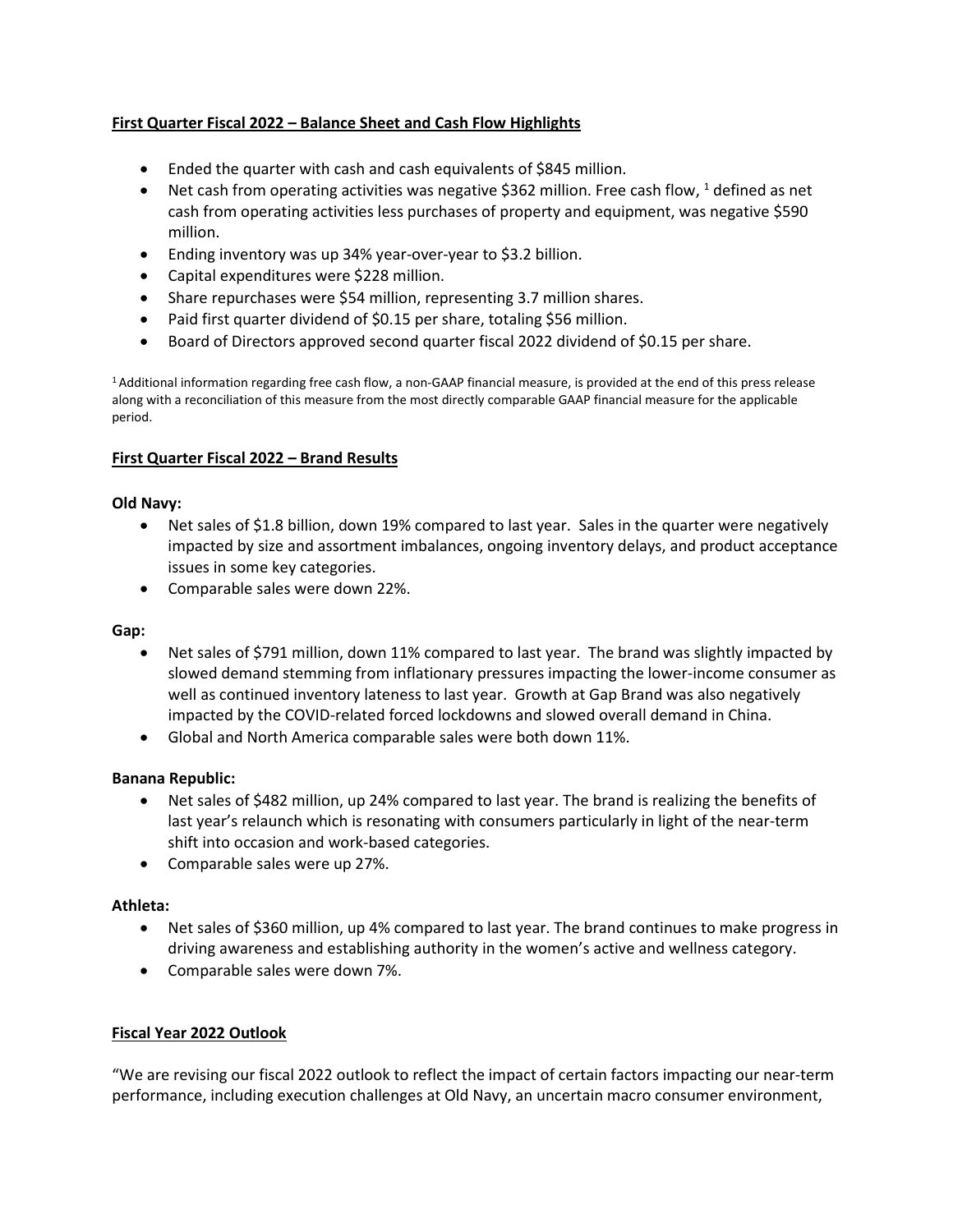## First Quarter Fiscal 2022 – Balance Sheet and Cash Flow Highlights

- Ended the quarter with cash and cash equivalents of $845 million.
- Net cash from operating activities was negative $362 million. Free cash flow, [1] defined as net cash from operating activities less purchases of property and equipment, was negative $590 million.
- Ending inventory was up 34% year-over-year to $3.2 billion.
- Capital expenditures were $228 million.
- Share repurchases were $54 million, representing 3.7 million shares.
- Paid first quarter dividend of $0.15 per share, totaling $56 million.
- Board of Directors approved second quarter fiscal 2022 dividend of $0.15 per share.

[1] Additional information regarding free cash flow, a non-GAAP financial measure, is provided at the end of this press release along with a reconciliation of this measure from the most directly comparable GAAP financial measure for the applicable period.

## First Quarter Fiscal 2022 – Brand Results

**Old Navy:**

- Net sales of $1.8 billion, down 19% compared to last year. Sales in the quarter were negatively impacted by size and assortment imbalances, ongoing inventory delays, and product acceptance issues in some key categories.
- Comparable sales were down 22%.

**Gap:**

- Net sales of $791 million, down 11% compared to last year. The brand was slightly impacted by slowed demand stemming from inflationary pressures impacting the lower-income consumer as well as continued inventory lateness to last year. Growth at Gap Brand was also negatively impacted by the COVID-related forced lockdowns and slowed overall demand in China.
- Global and North America comparable sales were both down 11%.

**Banana Republic:**

- Net sales of $482 million, up 24% compared to last year. The brand is realizing the benefits of last year's relaunch which is resonating with consumers particularly in light of the near-term shift into occasion and work-based categories.
- Comparable sales were up 27%.

**Athleta:**

- Net sales of $360 million, up 4% compared to last year. The brand continues to make progress in driving awareness and establishing authority in the women's active and wellness category.
- Comparable sales were down 7%.

## Fiscal Year 2022 Outlook

"We are revising our fiscal 2022 outlook to reflect the impact of certain factors impacting our near-term performance, including execution challenges at Old Navy, an uncertain macro consumer environment,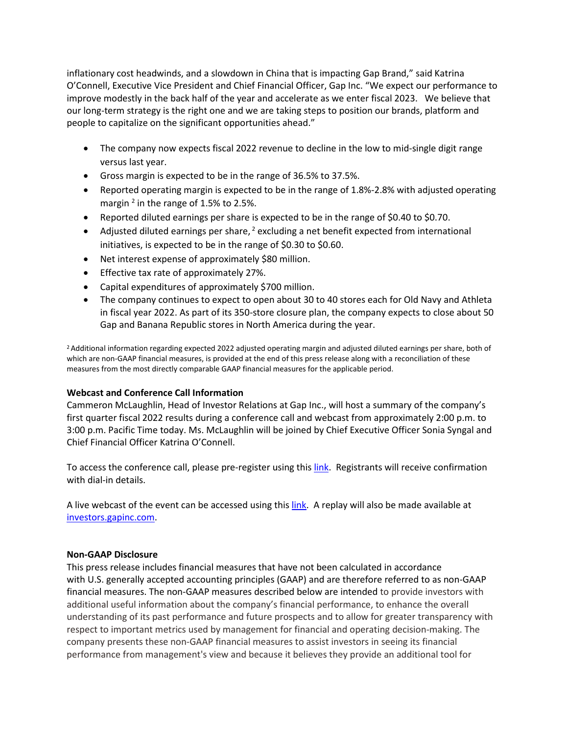inflationary cost headwinds, and a slowdown in China that is impacting Gap Brand," said Katrina O'Connell, Executive Vice President and Chief Financial Officer, Gap Inc. "We expect our performance to improve modestly in the back half of the year and accelerate as we enter fiscal 2023. We believe that our long-term strategy is the right one and we are taking steps to position our brands, platform and people to capitalize on the significant opportunities ahead."

- The company now expects fiscal 2022 revenue to decline in the low to mid-single digit range versus last year.
- Gross margin is expected to be in the range of 36.5% to 37.5%.
- Reported operating margin is expected to be in the range of 1.8%-2.8% with adjusted operating margin [2] in the range of 1.5% to 2.5%.
- Reported diluted earnings per share is expected to be in the range of \$0.40 to \$0.70.
- Adjusted diluted earnings per share, [2] excluding a net benefit expected from international initiatives, is expected to be in the range of \$0.30 to \$0.60.
- Net interest expense of approximately \$80 million.
- Effective tax rate of approximately 27%.
- Capital expenditures of approximately \$700 million.
- The company continues to expect to open about 30 to 40 stores each for Old Navy and Athleta in fiscal year 2022. As part of its 350-store closure plan, the company expects to close about 50 Gap and Banana Republic stores in North America during the year.

[2] Additional information regarding expected 2022 adjusted operating margin and adjusted diluted earnings per share, both of which are non-GAAP financial measures, is provided at the end of this press release along with a reconciliation of these measures from the most directly comparable GAAP financial measures for the applicable period.

**Webcast and Conference Call Information**

Cammeron McLaughlin, Head of Investor Relations at Gap Inc., will host a summary of the company's first quarter fiscal 2022 results during a conference call and webcast from approximately 2:00 p.m. to 3:00 p.m. Pacific Time today. Ms. McLaughlin will be joined by Chief Executive Officer Sonia Syngal and Chief Financial Officer Katrina O'Connell.

To access the conference call, please pre-register using this link. Registrants will receive confirmation with dial-in details.

A live webcast of the event can be accessed using this link. A replay will also be made available at investors.gapinc.com.

**Non-GAAP Disclosure**

This press release includes financial measures that have not been calculated in accordance with U.S. generally accepted accounting principles (GAAP) and are therefore referred to as non-GAAP financial measures. The non-GAAP measures described below are intended to provide investors with additional useful information about the company's financial performance, to enhance the overall understanding of its past performance and future prospects and to allow for greater transparency with respect to important metrics used by management for financial and operating decision-making. The company presents these non-GAAP financial measures to assist investors in seeing its financial performance from management's view and because it believes they provide an additional tool for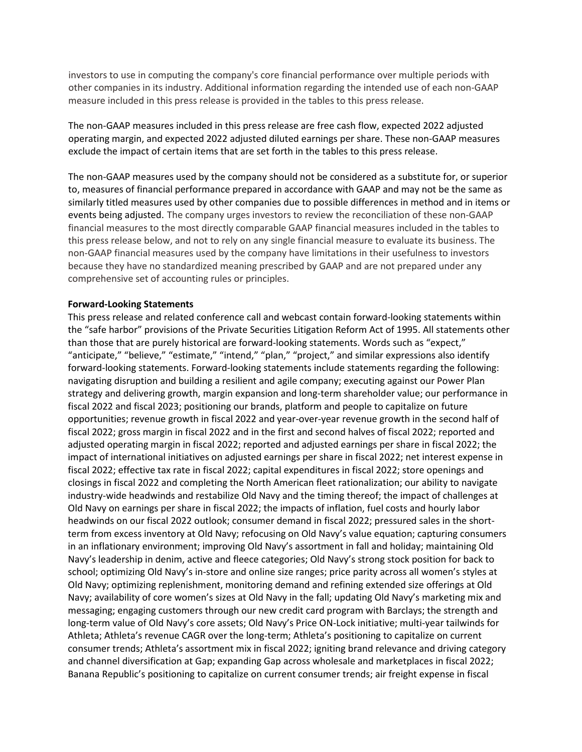investors to use in computing the company's core financial performance over multiple periods with other companies in its industry. Additional information regarding the intended use of each non-GAAP measure included in this press release is provided in the tables to this press release.

The non-GAAP measures included in this press release are free cash flow, expected 2022 adjusted operating margin, and expected 2022 adjusted diluted earnings per share. These non-GAAP measures exclude the impact of certain items that are set forth in the tables to this press release.

The non-GAAP measures used by the company should not be considered as a substitute for, or superior to, measures of financial performance prepared in accordance with GAAP and may not be the same as similarly titled measures used by other companies due to possible differences in method and in items or events being adjusted. The company urges investors to review the reconciliation of these non-GAAP financial measures to the most directly comparable GAAP financial measures included in the tables to this press release below, and not to rely on any single financial measure to evaluate its business. The non-GAAP financial measures used by the company have limitations in their usefulness to investors because they have no standardized meaning prescribed by GAAP and are not prepared under any comprehensive set of accounting rules or principles.

**Forward-Looking Statements**

This press release and related conference call and webcast contain forward-looking statements within the "safe harbor" provisions of the Private Securities Litigation Reform Act of 1995. All statements other than those that are purely historical are forward-looking statements. Words such as "expect," "anticipate," "believe," "estimate," "intend," "plan," "project," and similar expressions also identify forward-looking statements. Forward-looking statements include statements regarding the following: navigating disruption and building a resilient and agile company; executing against our Power Plan strategy and delivering growth, margin expansion and long-term shareholder value; our performance in fiscal 2022 and fiscal 2023; positioning our brands, platform and people to capitalize on future opportunities; revenue growth in fiscal 2022 and year-over-year revenue growth in the second half of fiscal 2022; gross margin in fiscal 2022 and in the first and second halves of fiscal 2022; reported and adjusted operating margin in fiscal 2022; reported and adjusted earnings per share in fiscal 2022; the impact of international initiatives on adjusted earnings per share in fiscal 2022; net interest expense in fiscal 2022; effective tax rate in fiscal 2022; capital expenditures in fiscal 2022; store openings and closings in fiscal 2022 and completing the North American fleet rationalization; our ability to navigate industry-wide headwinds and restabilize Old Navy and the timing thereof; the impact of challenges at Old Navy on earnings per share in fiscal 2022; the impacts of inflation, fuel costs and hourly labor headwinds on our fiscal 2022 outlook; consumer demand in fiscal 2022; pressured sales in the short-term from excess inventory at Old Navy; refocusing on Old Navy's value equation; capturing consumers in an inflationary environment; improving Old Navy's assortment in fall and holiday; maintaining Old Navy's leadership in denim, active and fleece categories; Old Navy's strong stock position for back to school; optimizing Old Navy's in-store and online size ranges; price parity across all women's styles at Old Navy; optimizing replenishment, monitoring demand and refining extended size offerings at Old Navy; availability of core women's sizes at Old Navy in the fall; updating Old Navy's marketing mix and messaging; engaging customers through our new credit card program with Barclays; the strength and long-term value of Old Navy's core assets; Old Navy's Price ON-Lock initiative; multi-year tailwinds for Athleta; Athleta's revenue CAGR over the long-term; Athleta's positioning to capitalize on current consumer trends; Athleta's assortment mix in fiscal 2022; igniting brand relevance and driving category and channel diversification at Gap; expanding Gap across wholesale and marketplaces in fiscal 2022; Banana Republic's positioning to capitalize on current consumer trends; air freight expense in fiscal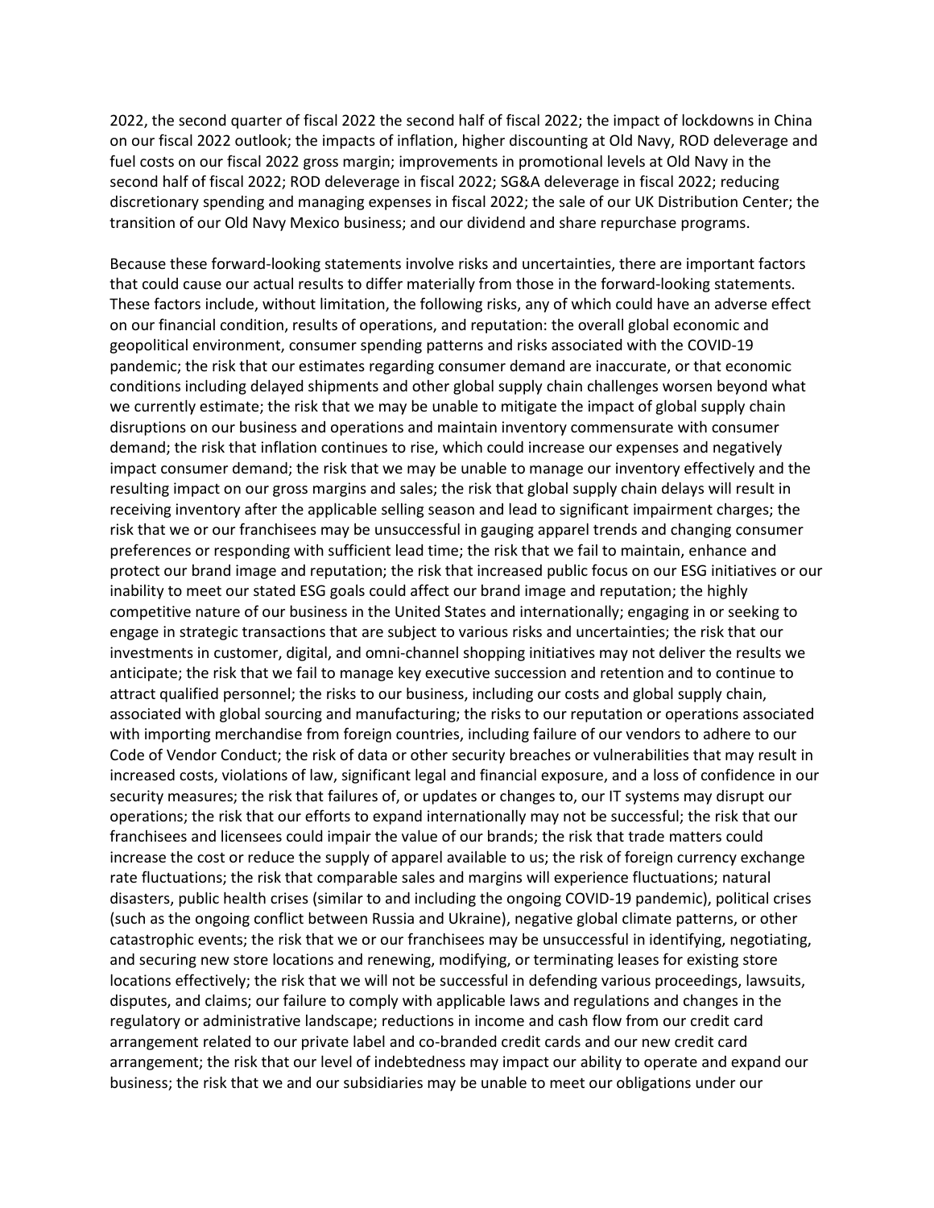2022, the second quarter of fiscal 2022 the second half of fiscal 2022; the impact of lockdowns in China on our fiscal 2022 outlook; the impacts of inflation, higher discounting at Old Navy, ROD deleverage and fuel costs on our fiscal 2022 gross margin; improvements in promotional levels at Old Navy in the second half of fiscal 2022; ROD deleverage in fiscal 2022; SG&A deleverage in fiscal 2022; reducing discretionary spending and managing expenses in fiscal 2022; the sale of our UK Distribution Center; the transition of our Old Navy Mexico business; and our dividend and share repurchase programs.

Because these forward-looking statements involve risks and uncertainties, there are important factors that could cause our actual results to differ materially from those in the forward-looking statements. These factors include, without limitation, the following risks, any of which could have an adverse effect on our financial condition, results of operations, and reputation: the overall global economic and geopolitical environment, consumer spending patterns and risks associated with the COVID-19 pandemic; the risk that our estimates regarding consumer demand are inaccurate, or that economic conditions including delayed shipments and other global supply chain challenges worsen beyond what we currently estimate; the risk that we may be unable to mitigate the impact of global supply chain disruptions on our business and operations and maintain inventory commensurate with consumer demand; the risk that inflation continues to rise, which could increase our expenses and negatively impact consumer demand; the risk that we may be unable to manage our inventory effectively and the resulting impact on our gross margins and sales; the risk that global supply chain delays will result in receiving inventory after the applicable selling season and lead to significant impairment charges; the risk that we or our franchisees may be unsuccessful in gauging apparel trends and changing consumer preferences or responding with sufficient lead time; the risk that we fail to maintain, enhance and protect our brand image and reputation; the risk that increased public focus on our ESG initiatives or our inability to meet our stated ESG goals could affect our brand image and reputation; the highly competitive nature of our business in the United States and internationally; engaging in or seeking to engage in strategic transactions that are subject to various risks and uncertainties; the risk that our investments in customer, digital, and omni-channel shopping initiatives may not deliver the results we anticipate; the risk that we fail to manage key executive succession and retention and to continue to attract qualified personnel; the risks to our business, including our costs and global supply chain, associated with global sourcing and manufacturing; the risks to our reputation or operations associated with importing merchandise from foreign countries, including failure of our vendors to adhere to our Code of Vendor Conduct; the risk of data or other security breaches or vulnerabilities that may result in increased costs, violations of law, significant legal and financial exposure, and a loss of confidence in our security measures; the risk that failures of, or updates or changes to, our IT systems may disrupt our operations; the risk that our efforts to expand internationally may not be successful; the risk that our franchisees and licensees could impair the value of our brands; the risk that trade matters could increase the cost or reduce the supply of apparel available to us; the risk of foreign currency exchange rate fluctuations; the risk that comparable sales and margins will experience fluctuations; natural disasters, public health crises (similar to and including the ongoing COVID-19 pandemic), political crises (such as the ongoing conflict between Russia and Ukraine), negative global climate patterns, or other catastrophic events; the risk that we or our franchisees may be unsuccessful in identifying, negotiating, and securing new store locations and renewing, modifying, or terminating leases for existing store locations effectively; the risk that we will not be successful in defending various proceedings, lawsuits, disputes, and claims; our failure to comply with applicable laws and regulations and changes in the regulatory or administrative landscape; reductions in income and cash flow from our credit card arrangement related to our private label and co-branded credit cards and our new credit card arrangement; the risk that our level of indebtedness may impact our ability to operate and expand our business; the risk that we and our subsidiaries may be unable to meet our obligations under our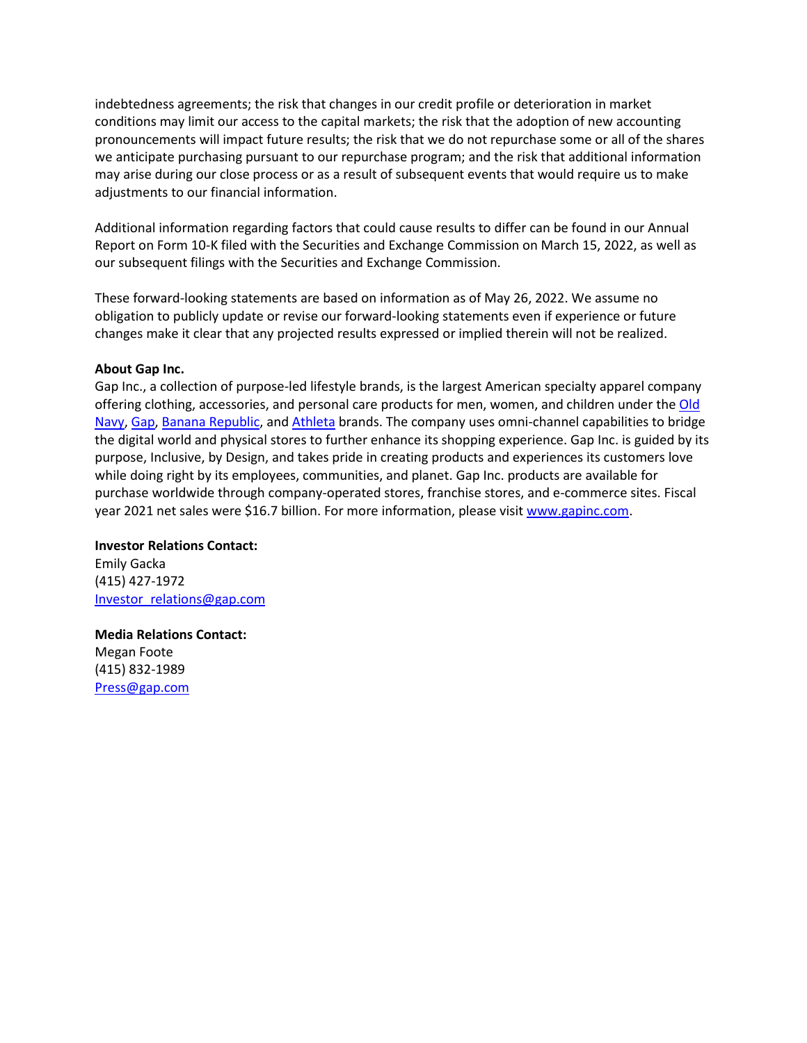indebtedness agreements; the risk that changes in our credit profile or deterioration in market conditions may limit our access to the capital markets; the risk that the adoption of new accounting pronouncements will impact future results; the risk that we do not repurchase some or all of the shares we anticipate purchasing pursuant to our repurchase program; and the risk that additional information may arise during our close process or as a result of subsequent events that would require us to make adjustments to our financial information.

Additional information regarding factors that could cause results to differ can be found in our Annual Report on Form 10-K filed with the Securities and Exchange Commission on March 15, 2022, as well as our subsequent filings with the Securities and Exchange Commission.

These forward-looking statements are based on information as of May 26, 2022. We assume no obligation to publicly update or revise our forward-looking statements even if experience or future changes make it clear that any projected results expressed or implied therein will not be realized.

**About Gap Inc.**

Gap Inc., a collection of purpose-led lifestyle brands, is the largest American specialty apparel company offering clothing, accessories, and personal care products for men, women, and children under the Old Navy, Gap, Banana Republic, and Athleta brands. The company uses omni-channel capabilities to bridge the digital world and physical stores to further enhance its shopping experience. Gap Inc. is guided by its purpose, Inclusive, by Design, and takes pride in creating products and experiences its customers love while doing right by its employees, communities, and planet. Gap Inc. products are available for purchase worldwide through company-operated stores, franchise stores, and e-commerce sites. Fiscal year 2021 net sales were $16.7 billion. For more information, please visit www.gapinc.com.

**Investor Relations Contact:**
Emily Gacka
(415) 427-1972
Investor_relations@gap.com

**Media Relations Contact:**
Megan Foote
(415) 832-1989
Press@gap.com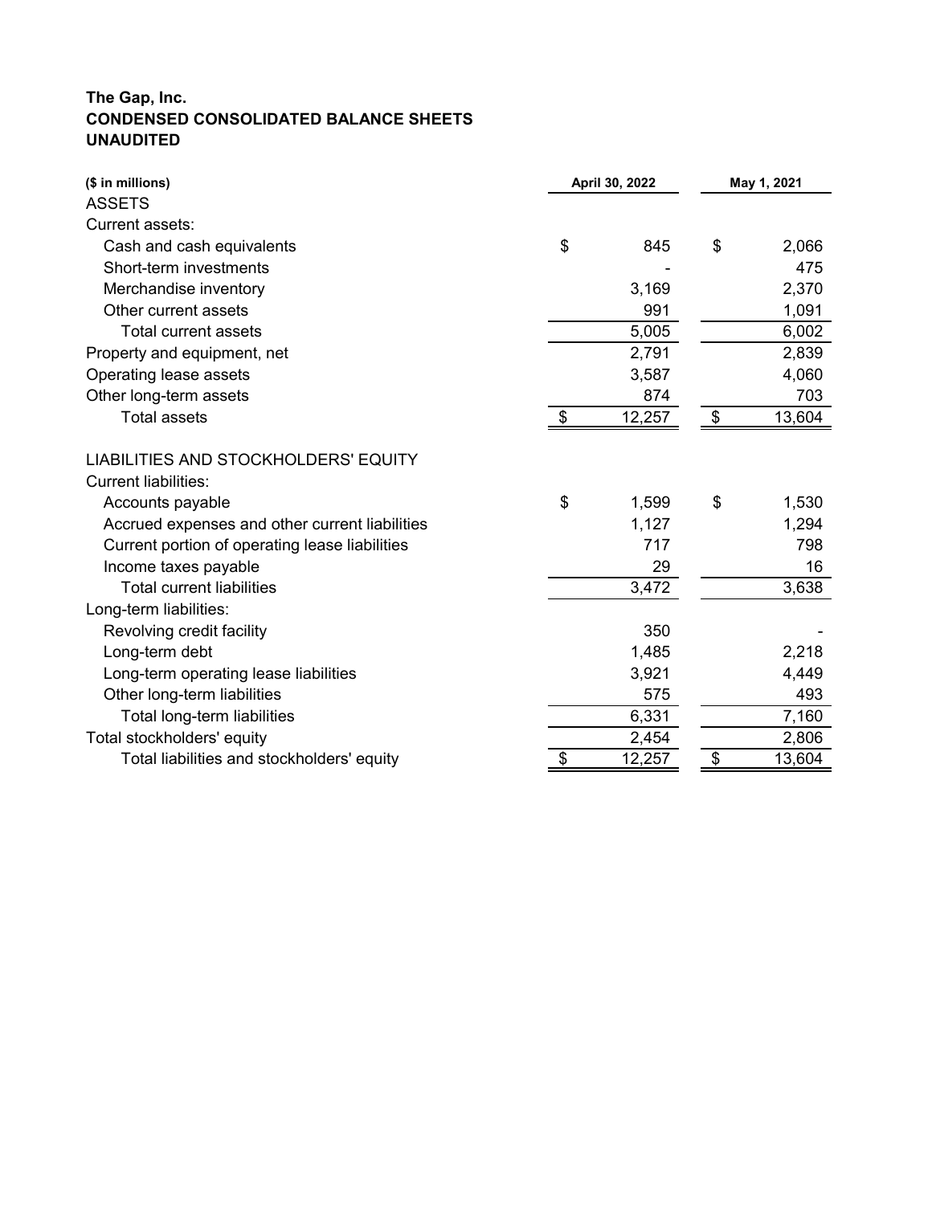**The Gap, Inc.**
**CONDENSED CONSOLIDATED BALANCE SHEETS**
**UNAUDITED**

| ($ in millions) | April 30, 2022 | May 1, 2021 |
|---|---|---|
| ASSETS | | |
| Current assets: | | |
| Cash and cash equivalents | $ 845 | $ 2,066 |
| Short-term investments | - | 475 |
| Merchandise inventory | 3,169 | 2,370 |
| Other current assets | 991 | 1,091 |
| Total current assets | 5,005 | 6,002 |
| Property and equipment, net | 2,791 | 2,839 |
| Operating lease assets | 3,587 | 4,060 |
| Other long-term assets | 874 | 703 |
| Total assets | $ 12,257 | $ 13,604 |
| | | |
| LIABILITIES AND STOCKHOLDERS' EQUITY | | |
| Current liabilities: | | |
| Accounts payable | $ 1,599 | $ 1,530 |
| Accrued expenses and other current liabilities | 1,127 | 1,294 |
| Current portion of operating lease liabilities | 717 | 798 |
| Income taxes payable | 29 | 16 |
| Total current liabilities | 3,472 | 3,638 |
| Long-term liabilities: | | |
| Revolving credit facility | 350 | - |
| Long-term debt | 1,485 | 2,218 |
| Long-term operating lease liabilities | 3,921 | 4,449 |
| Other long-term liabilities | 575 | 493 |
| Total long-term liabilities | 6,331 | 7,160 |
| Total stockholders' equity | 2,454 | 2,806 |
| Total liabilities and stockholders' equity | $ 12,257 | $ 13,604 |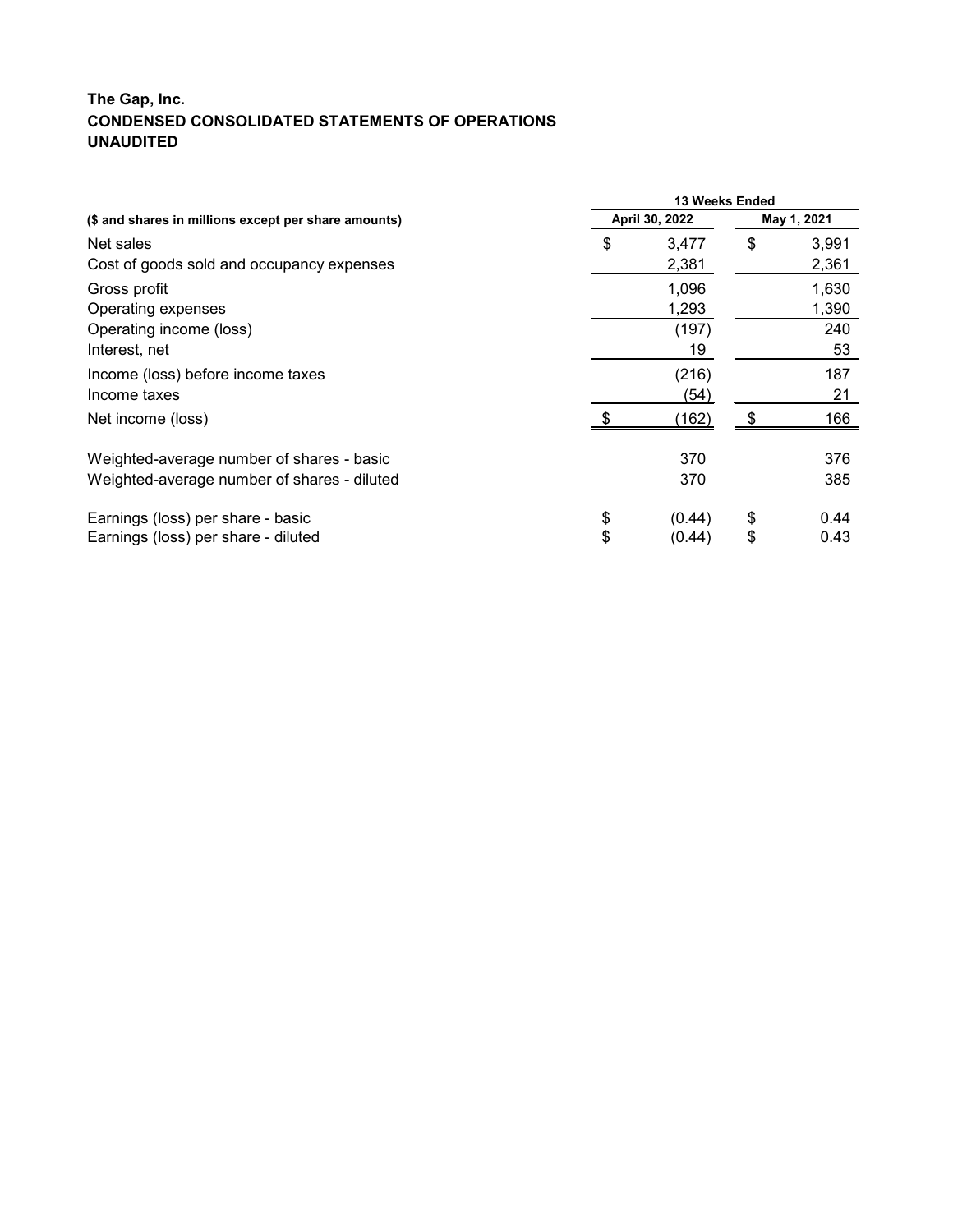**The Gap, Inc.**
**CONDENSED CONSOLIDATED STATEMENTS OF OPERATIONS**
**UNAUDITED**

| ($ and shares in millions except per share amounts) | 13 Weeks Ended | |
|---|---|---|
| | April 30, 2022 | May 1, 2021 |
| Net sales | $ 3,477 | $ 3,991 |
| Cost of goods sold and occupancy expenses | 2,381 | 2,361 |
| Gross profit | 1,096 | 1,630 |
| Operating expenses | 1,293 | 1,390 |
| Operating income (loss) | (197) | 240 |
| Interest, net | 19 | 53 |
| Income (loss) before income taxes | (216) | 187 |
| Income taxes | (54) | 21 |
| Net income (loss) | $ (162) | $ 166 |
| Weighted-average number of shares - basic | 370 | 376 |
| Weighted-average number of shares - diluted | 370 | 385 |
| Earnings (loss) per share - basic | $ (0.44) | $ 0.44 |
| Earnings (loss) per share - diluted | $ (0.44) | $ 0.43 |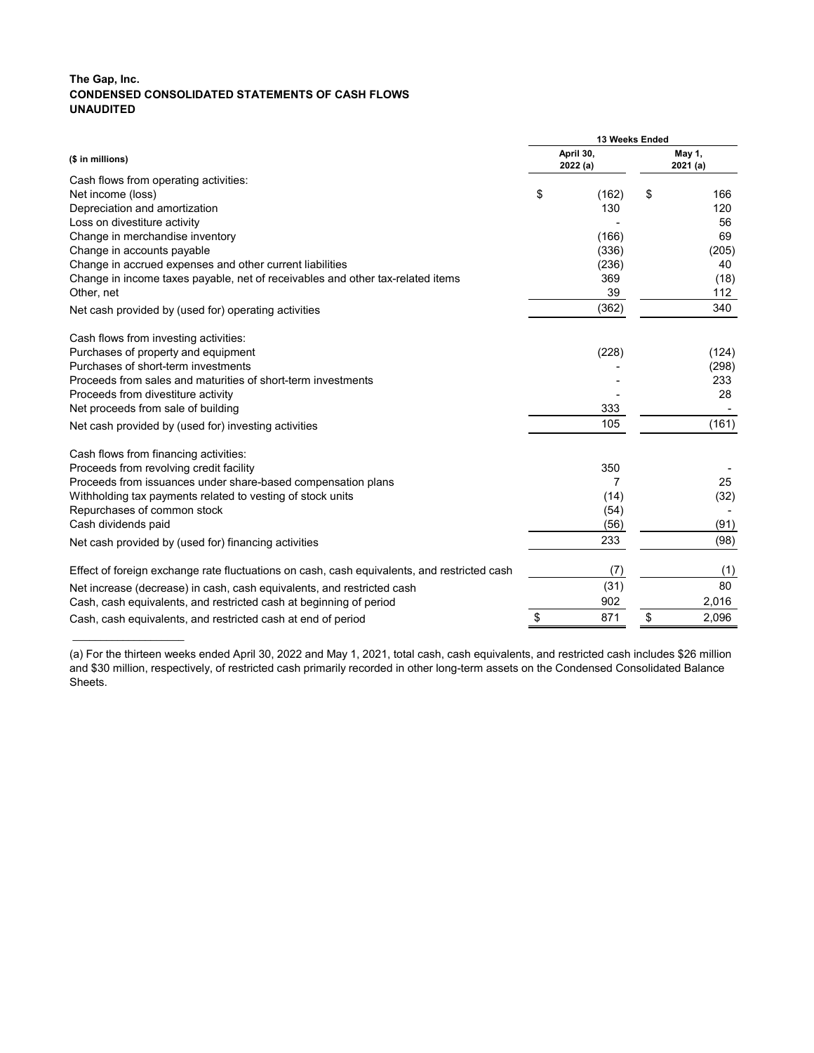**The Gap, Inc.**
**CONDENSED CONSOLIDATED STATEMENTS OF CASH FLOWS**
**UNAUDITED**

| ($ in millions) | 13 Weeks Ended | |
|---|---|---|
| | April 30, 2022 (a) | May 1, 2021 (a) |
| Cash flows from operating activities: | | |
| Net income (loss) | $ (162) | $ 166 |
| Depreciation and amortization | 130 | 120 |
| Loss on divestiture activity | - | 56 |
| Change in merchandise inventory | (166) | 69 |
| Change in accounts payable | (336) | (205) |
| Change in accrued expenses and other current liabilities | (236) | 40 |
| Change in income taxes payable, net of receivables and other tax-related items | 369 | (18) |
| Other, net | 39 | 112 |
| Net cash provided by (used for) operating activities | (362) | 340 |
| Cash flows from investing activities: | | |
| Purchases of property and equipment | (228) | (124) |
| Purchases of short-term investments | - | (298) |
| Proceeds from sales and maturities of short-term investments | - | 233 |
| Proceeds from divestiture activity | - | 28 |
| Net proceeds from sale of building | 333 | - |
| Net cash provided by (used for) investing activities | 105 | (161) |
| Cash flows from financing activities: | | |
| Proceeds from revolving credit facility | 350 | - |
| Proceeds from issuances under share-based compensation plans | 7 | 25 |
| Withholding tax payments related to vesting of stock units | (14) | (32) |
| Repurchases of common stock | (54) | - |
| Cash dividends paid | (56) | (91) |
| Net cash provided by (used for) financing activities | 233 | (98) |
| Effect of foreign exchange rate fluctuations on cash, cash equivalents, and restricted cash | (7) | (1) |
| Net increase (decrease) in cash, cash equivalents, and restricted cash | (31) | 80 |
| Cash, cash equivalents, and restricted cash at beginning of period | 902 | 2,016 |
| Cash, cash equivalents, and restricted cash at end of period | $ 871 | $ 2,096 |

(a) For the thirteen weeks ended April 30, 2022 and May 1, 2021, total cash, cash equivalents, and restricted cash includes $26 million and $30 million, respectively, of restricted cash primarily recorded in other long-term assets on the Condensed Consolidated Balance Sheets.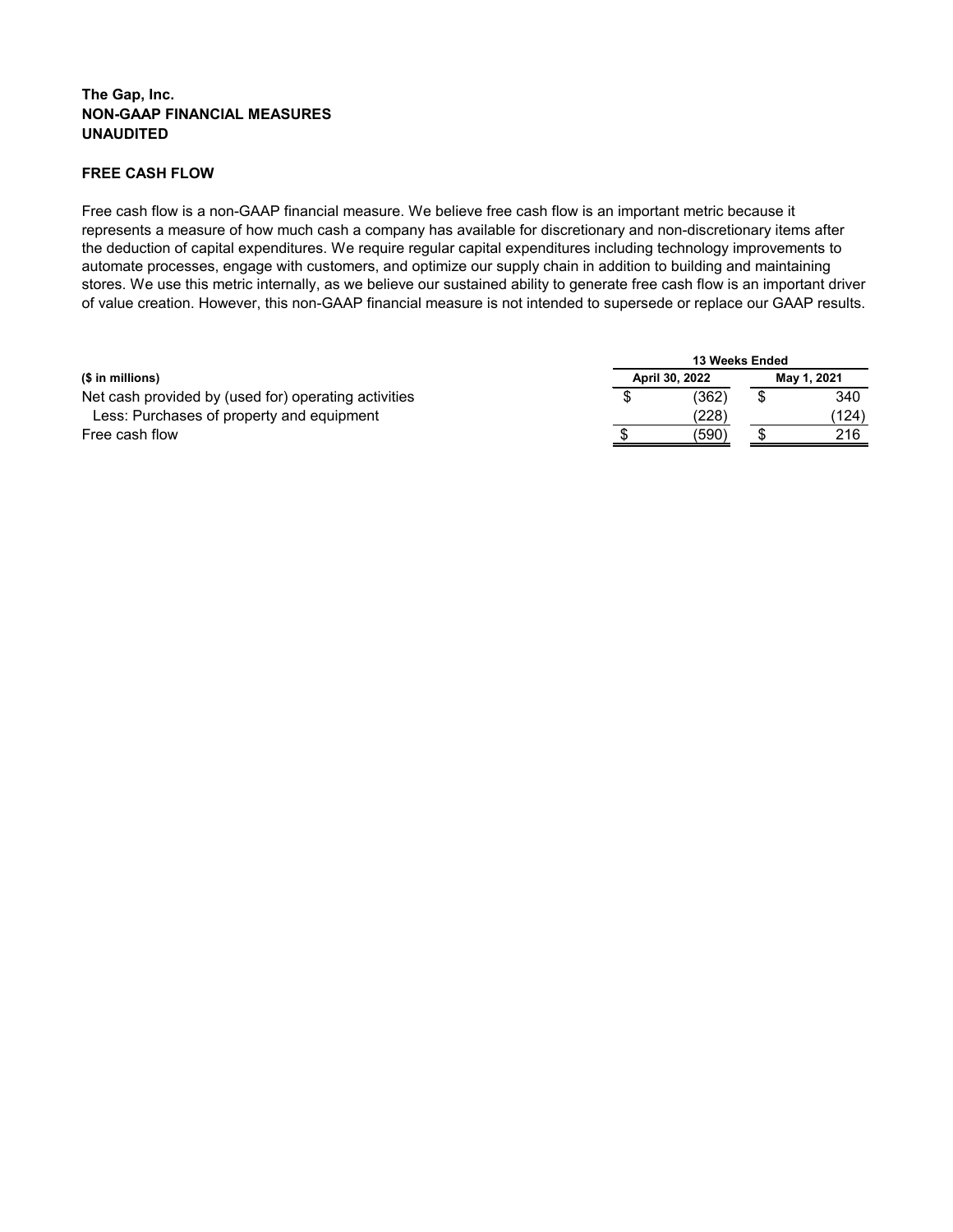**The Gap, Inc.**
**NON-GAAP FINANCIAL MEASURES**
**UNAUDITED**

**FREE CASH FLOW**

Free cash flow is a non-GAAP financial measure. We believe free cash flow is an important metric because it represents a measure of how much cash a company has available for discretionary and non-discretionary items after the deduction of capital expenditures. We require regular capital expenditures including technology improvements to automate processes, engage with customers, and optimize our supply chain in addition to building and maintaining stores. We use this metric internally, as we believe our sustained ability to generate free cash flow is an important driver of value creation. However, this non-GAAP financial measure is not intended to supersede or replace our GAAP results.

| | 13 Weeks Ended | |
|---|---|---|
| **($ in millions)** | **April 30, 2022** | **May 1, 2021** |
| Net cash provided by (used for) operating activities | $ (362) | $ 340 |
| Less: Purchases of property and equipment | (228) | (124) |
| Free cash flow | $ (590) | $ 216 |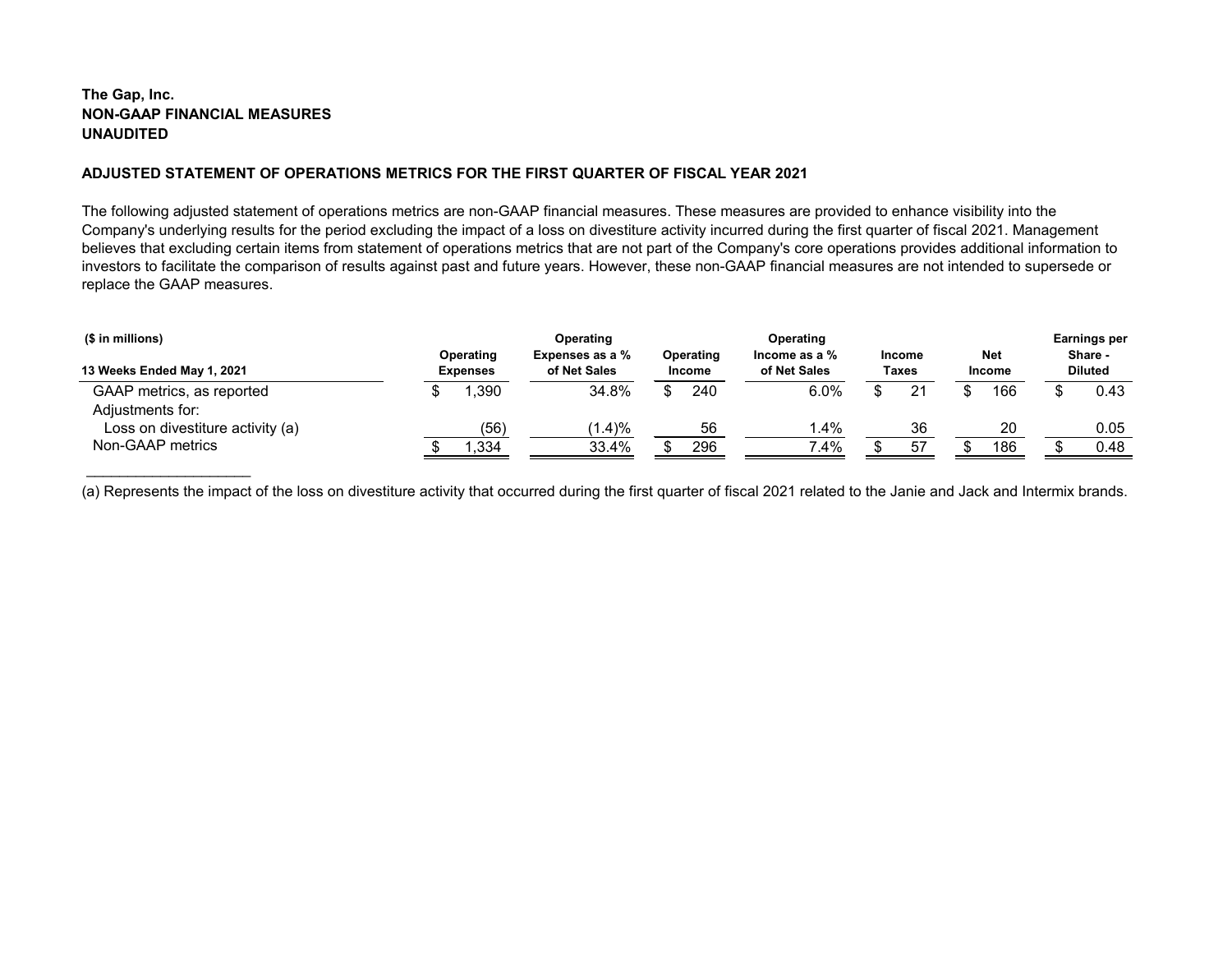**The Gap, Inc.**
**NON-GAAP FINANCIAL MEASURES**
**UNAUDITED**

**ADJUSTED STATEMENT OF OPERATIONS METRICS FOR THE FIRST QUARTER OF FISCAL YEAR 2021**

The following adjusted statement of operations metrics are non-GAAP financial measures. These measures are provided to enhance visibility into the Company's underlying results for the period excluding the impact of a loss on divestiture activity incurred during the first quarter of fiscal 2021. Management believes that excluding certain items from statement of operations metrics that are not part of the Company's core operations provides additional information to investors to facilitate the comparison of results against past and future years. However, these non-GAAP financial measures are not intended to supersede or replace the GAAP measures.

| ($ in millions)<br>13 Weeks Ended May 1, 2021 | Operating Expenses | Operating Expenses as a % of Net Sales | Operating Income | Operating Income as a % of Net Sales | Income Taxes | Net Income | Earnings per Share - Diluted |
|---|---|---|---|---|---|---|---|
| GAAP metrics, as reported | $ 1,390 | 34.8% | $ 240 | 6.0% | $ 21 | $ 166 | $ 0.43 |
| Adjustments for: | | | | | | | |
| Loss on divestiture activity (a) | (56) | (1.4)% | 56 | 1.4% | 36 | 20 | 0.05 |
| Non-GAAP metrics | $ 1,334 | 33.4% | $ 296 | 7.4% | $ 57 | $ 186 | $ 0.48 |

(a) Represents the impact of the loss on divestiture activity that occurred during the first quarter of fiscal 2021 related to the Janie and Jack and Intermix brands.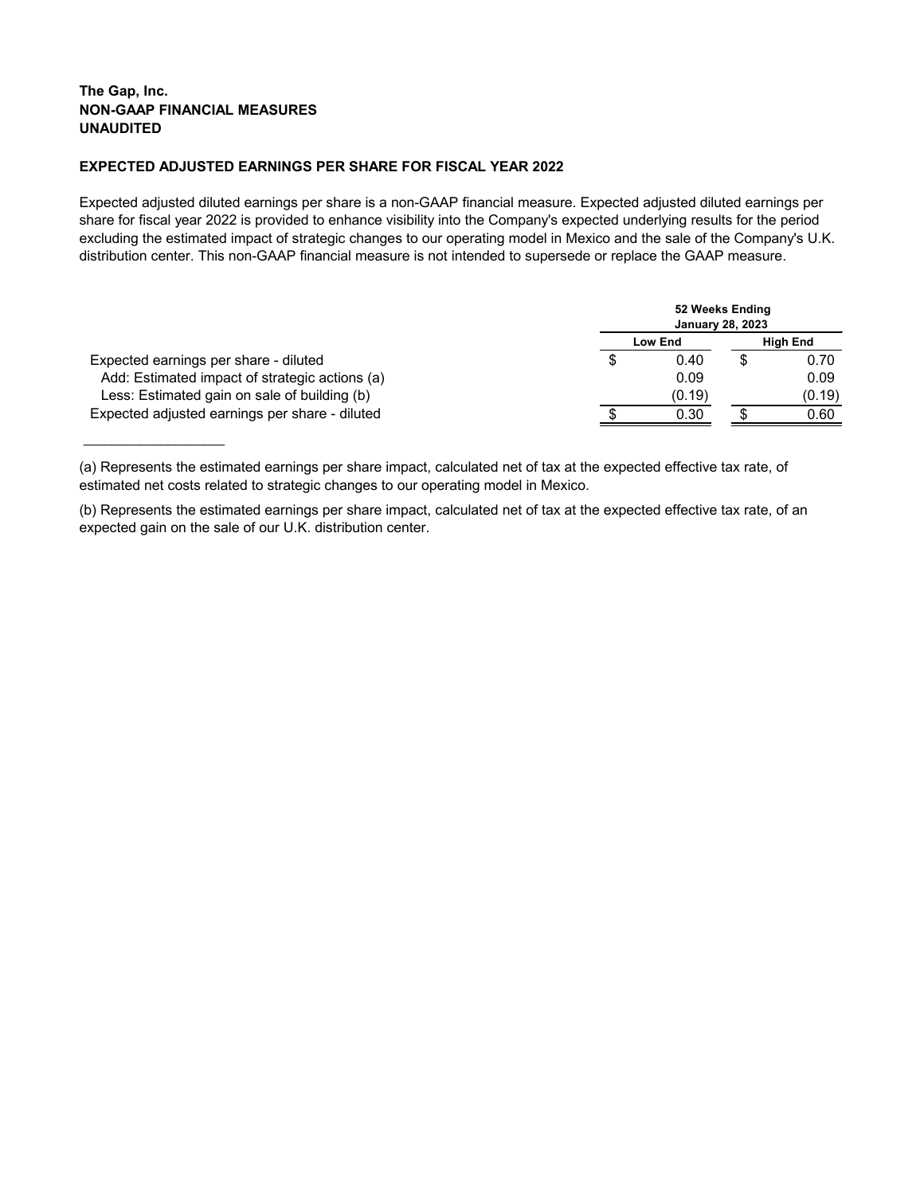**The Gap, Inc.**
**NON-GAAP FINANCIAL MEASURES**
**UNAUDITED**

**EXPECTED ADJUSTED EARNINGS PER SHARE FOR FISCAL YEAR 2022**

Expected adjusted diluted earnings per share is a non-GAAP financial measure. Expected adjusted diluted earnings per share for fiscal year 2022 is provided to enhance visibility into the Company's expected underlying results for the period excluding the estimated impact of strategic changes to our operating model in Mexico and the sale of the Company's U.K. distribution center. This non-GAAP financial measure is not intended to supersede or replace the GAAP measure.

| | 52 Weeks Ending January 28, 2023 | |
|---|---|---|
| | Low End | High End |
| Expected earnings per share - diluted | $ 0.40 | $ 0.70 |
| Add: Estimated impact of strategic actions (a) | 0.09 | 0.09 |
| Less: Estimated gain on sale of building (b) | (0.19) | (0.19) |
| Expected adjusted earnings per share - diluted | $ 0.30 | $ 0.60 |

(a) Represents the estimated earnings per share impact, calculated net of tax at the expected effective tax rate, of estimated net costs related to strategic changes to our operating model in Mexico.

(b) Represents the estimated earnings per share impact, calculated net of tax at the expected effective tax rate, of an expected gain on the sale of our U.K. distribution center.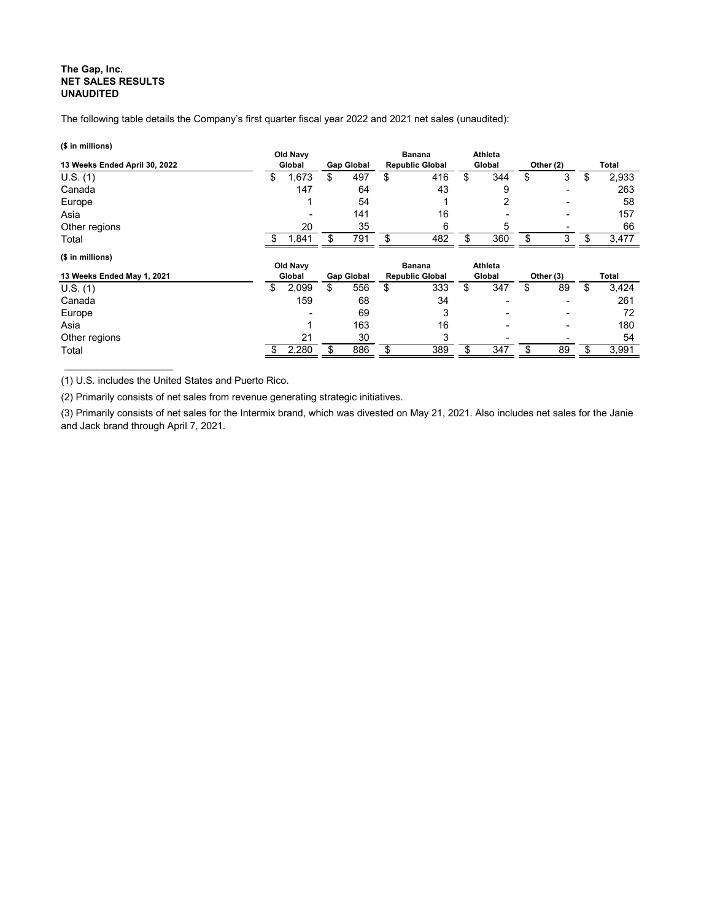**The Gap, Inc.**
**NET SALES RESULTS**
**UNAUDITED**

The following table details the Company's first quarter fiscal year 2022 and 2021 net sales (unaudited):

**($ in millions)**

| 13 Weeks Ended April 30, 2022 | Old Navy Global | Gap Global | Banana Republic Global | Athleta Global | Other (2) | Total |
|---|---|---|---|---|---|---|
| U.S. (1) | $ 1,673 | $ 497 | $ 416 | $ 344 | $ 3 | $ 2,933 |
| Canada | 147 | 64 | 43 | 9 | - | 263 |
| Europe | 1 | 54 | 1 | 2 | - | 58 |
| Asia | - | 141 | 16 | - | - | 157 |
| Other regions | 20 | 35 | 6 | 5 | - | 66 |
| Total | $ 1,841 | $ 791 | $ 482 | $ 360 | $ 3 | $ 3,477 |

**($ in millions)**

| 13 Weeks Ended May 1, 2021 | Old Navy Global | Gap Global | Banana Republic Global | Athleta Global | Other (3) | Total |
|---|---|---|---|---|---|---|
| U.S. (1) | $ 2,099 | $ 556 | $ 333 | $ 347 | $ 89 | $ 3,424 |
| Canada | 159 | 68 | 34 | - | - | 261 |
| Europe | - | 69 | 3 | - | - | 72 |
| Asia | 1 | 163 | 16 | - | - | 180 |
| Other regions | 21 | 30 | 3 | - | - | 54 |
| Total | $ 2,280 | $ 886 | $ 389 | $ 347 | $ 89 | $ 3,991 |

(1) U.S. includes the United States and Puerto Rico.

(2) Primarily consists of net sales from revenue generating strategic initiatives.

(3) Primarily consists of net sales for the Intermix brand, which was divested on May 21, 2021. Also includes net sales for the Janie and Jack brand through April 7, 2021.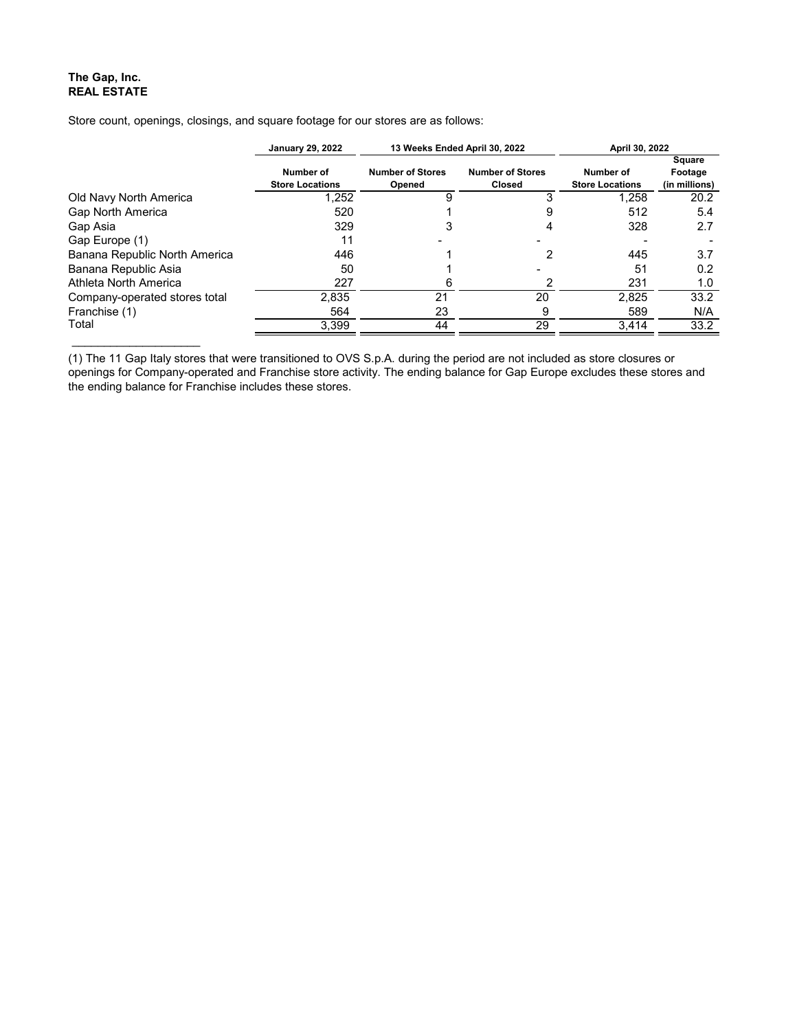**The Gap, Inc.**
**REAL ESTATE**

Store count, openings, closings, and square footage for our stores are as follows:

| | January 29, 2022 | 13 Weeks Ended April 30, 2022 | | April 30, 2022 | |
|---|---|---|---|---|---|
| | Number of Store Locations | Number of Stores Opened | Number of Stores Closed | Number of Store Locations | Square Footage (in millions) |
| Old Navy North America | 1,252 | 9 | 3 | 1,258 | 20.2 |
| Gap North America | 520 | 1 | 9 | 512 | 5.4 |
| Gap Asia | 329 | 3 | 4 | 328 | 2.7 |
| Gap Europe (1) | 11 | - | - | - | - |
| Banana Republic North America | 446 | 1 | 2 | 445 | 3.7 |
| Banana Republic Asia | 50 | 1 | - | 51 | 0.2 |
| Athleta North America | 227 | 6 | 2 | 231 | 1.0 |
| Company-operated stores total | 2,835 | 21 | 20 | 2,825 | 33.2 |
| Franchise (1) | 564 | 23 | 9 | 589 | N/A |
| Total | 3,399 | 44 | 29 | 3,414 | 33.2 |

(1) The 11 Gap Italy stores that were transitioned to OVS S.p.A. during the period are not included as store closures or openings for Company-operated and Franchise store activity. The ending balance for Gap Europe excludes these stores and the ending balance for Franchise includes these stores.